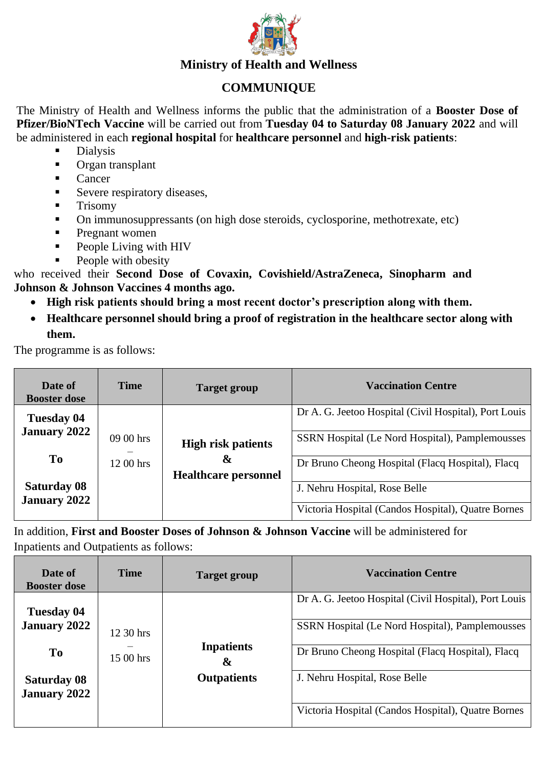## Ministry of Health and Wellness

## COMMUNIQUE

The Ministry of Health and Wellness informs the public that the administration of a **Booster Dose of Pfizer/BioNTech Vaccine** will be carried out from **Tuesday 04 to Saturday 08 January 2022** and will be administered in each **regional hospital** for **healthcare personnel** and **high-risk patients**:

- Dialysis
- Organ transplant
- Cancer
- Severe respiratory diseases,
- Trisomy
- On immunosuppressants (on high dose steroids, cyclosporine, methotrexate, etc)
- Pregnant women
- People Living with HIV
- People with obesity

who received their **Second Dose of Covaxin, Covishield/AstraZeneca, Sinopharm and Johnson & Johnson Vaccines 4 months ago.**

- **High risk patients should bring a most recent doctor's prescription along with them.**
- **Healthcare personnel should bring a proof of registration in the healthcare sector along with them.**

The programme is as follows:

| Date of Booster dose | Time | Target group | Vaccination Centre |
|---|---|---|---|
| Tuesday 04 January 2022 To Saturday 08 January 2022 | 09 00 hrs – 12 00 hrs | High risk patients & Healthcare personnel | Dr A. G. Jeetoo Hospital (Civil Hospital), Port Louis |
| | | | SSRN Hospital (Le Nord Hospital), Pamplemousses |
| | | | Dr Bruno Cheong Hospital (Flacq Hospital), Flacq |
| | | | J. Nehru Hospital, Rose Belle |
| | | | Victoria Hospital (Candos Hospital), Quatre Bornes |

In addition, **First and Booster Doses of Johnson & Johnson Vaccine** will be administered for Inpatients and Outpatients as follows:

| Date of Booster dose | Time | Target group | Vaccination Centre |
|---|---|---|---|
| Tuesday 04 January 2022 To Saturday 08 January 2022 | 12 30 hrs – 15 00 hrs | Inpatients & Outpatients | Dr A. G. Jeetoo Hospital (Civil Hospital), Port Louis |
| | | | SSRN Hospital (Le Nord Hospital), Pamplemousses |
| | | | Dr Bruno Cheong Hospital (Flacq Hospital), Flacq |
| | | | J. Nehru Hospital, Rose Belle |
| | | | Victoria Hospital (Candos Hospital), Quatre Bornes |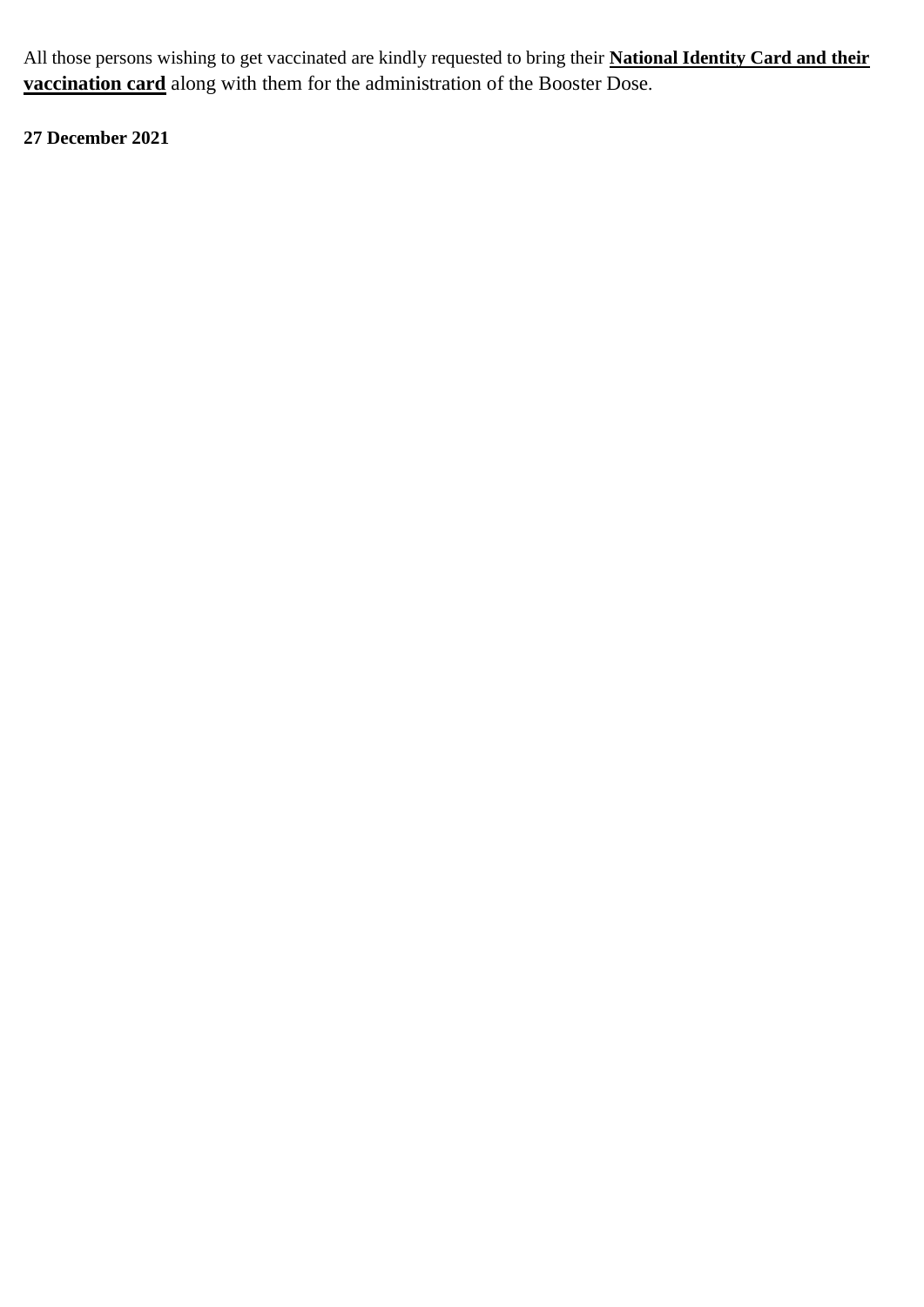All those persons wishing to get vaccinated are kindly requested to bring their **National Identity Card and their vaccination card** along with them for the administration of the Booster Dose.

**27 December 2021**